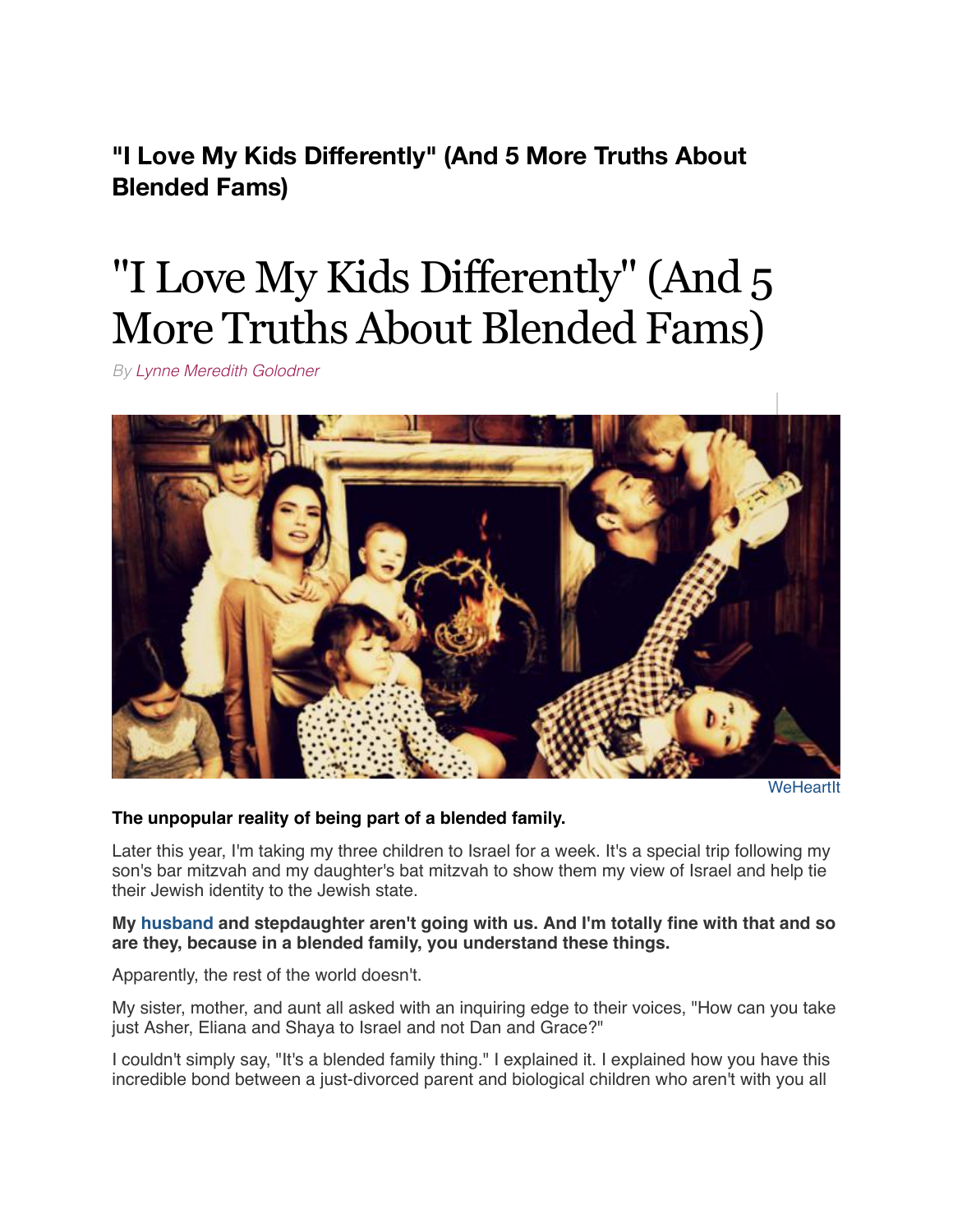**"I Love My Kids Differently" (And 5 More Truths About Blended Fams)**

# "I Love My Kids Differently" (And 5 More Truths About Blended Fams)

*By Lynne Meredith Golodner*

WeHeartIt

**The unpopular reality of being part of a blended family.**

Later this year, I'm taking my three children to Israel for a week. It's a special trip following my son's bar mitzvah and my daughter's bat mitzvah to show them my view of Israel and help tie their Jewish identity to the Jewish state.

**My husband and stepdaughter aren't going with us. And I'm totally fine with that and so are they, because in a blended family, you understand these things.**

Apparently, the rest of the world doesn't.

My sister, mother, and aunt all asked with an inquiring edge to their voices, "How can you take just Asher, Eliana and Shaya to Israel and not Dan and Grace?"

I couldn't simply say, "It's a blended family thing." I explained it. I explained how you have this incredible bond between a just-divorced parent and biological children who aren't with you all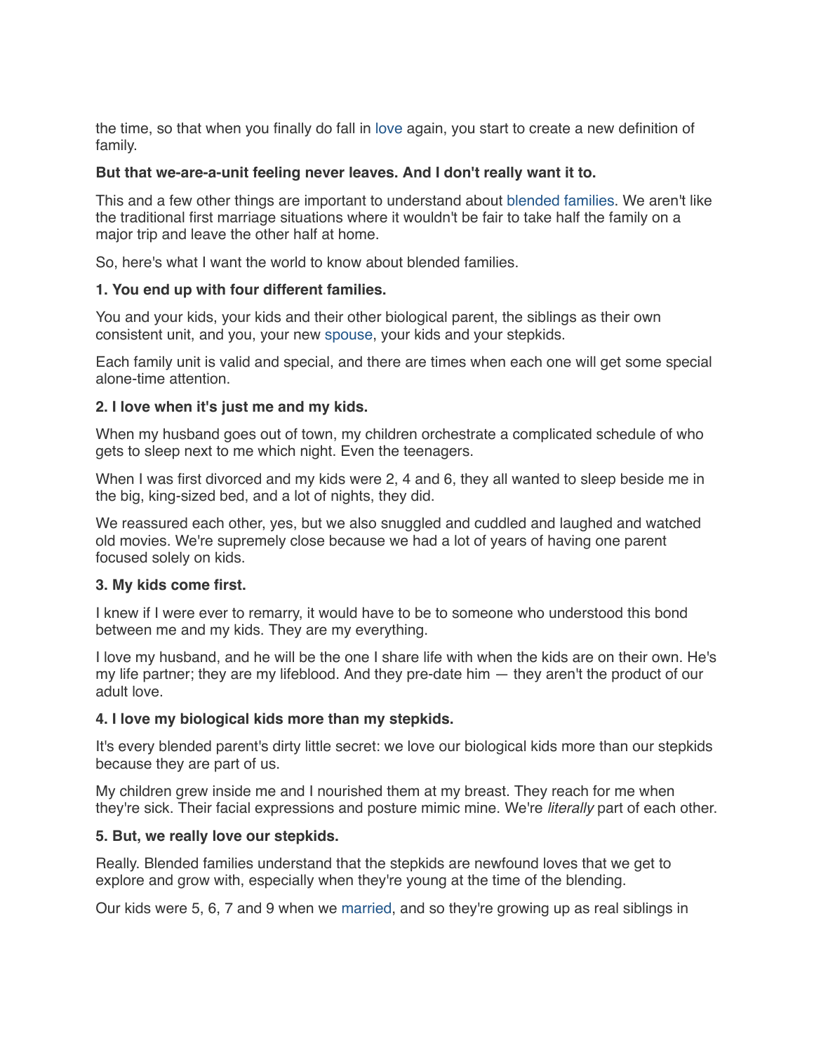the time, so that when you finally do fall in love again, you start to create a new definition of family.

**But that we-are-a-unit feeling never leaves. And I don't really want it to.**

This and a few other things are important to understand about blended families. We aren't like the traditional first marriage situations where it wouldn't be fair to take half the family on a major trip and leave the other half at home.

So, here's what I want the world to know about blended families.

**1. You end up with four different families.**

You and your kids, your kids and their other biological parent, the siblings as their own consistent unit, and you, your new spouse, your kids and your stepkids.

Each family unit is valid and special, and there are times when each one will get some special alone-time attention.

**2. I love when it's just me and my kids.**

When my husband goes out of town, my children orchestrate a complicated schedule of who gets to sleep next to me which night. Even the teenagers.

When I was first divorced and my kids were 2, 4 and 6, they all wanted to sleep beside me in the big, king-sized bed, and a lot of nights, they did.

We reassured each other, yes, but we also snuggled and cuddled and laughed and watched old movies. We're supremely close because we had a lot of years of having one parent focused solely on kids.

**3. My kids come first.**

I knew if I were ever to remarry, it would have to be to someone who understood this bond between me and my kids. They are my everything.

I love my husband, and he will be the one I share life with when the kids are on their own. He's my life partner; they are my lifeblood. And they pre-date him — they aren't the product of our adult love.

**4. I love my biological kids more than my stepkids.**

It's every blended parent's dirty little secret: we love our biological kids more than our stepkids because they are part of us.

My children grew inside me and I nourished them at my breast. They reach for me when they're sick. Their facial expressions and posture mimic mine. We're *literally* part of each other.

**5. But, we really love our stepkids.**

Really. Blended families understand that the stepkids are newfound loves that we get to explore and grow with, especially when they're young at the time of the blending.

Our kids were 5, 6, 7 and 9 when we married, and so they're growing up as real siblings in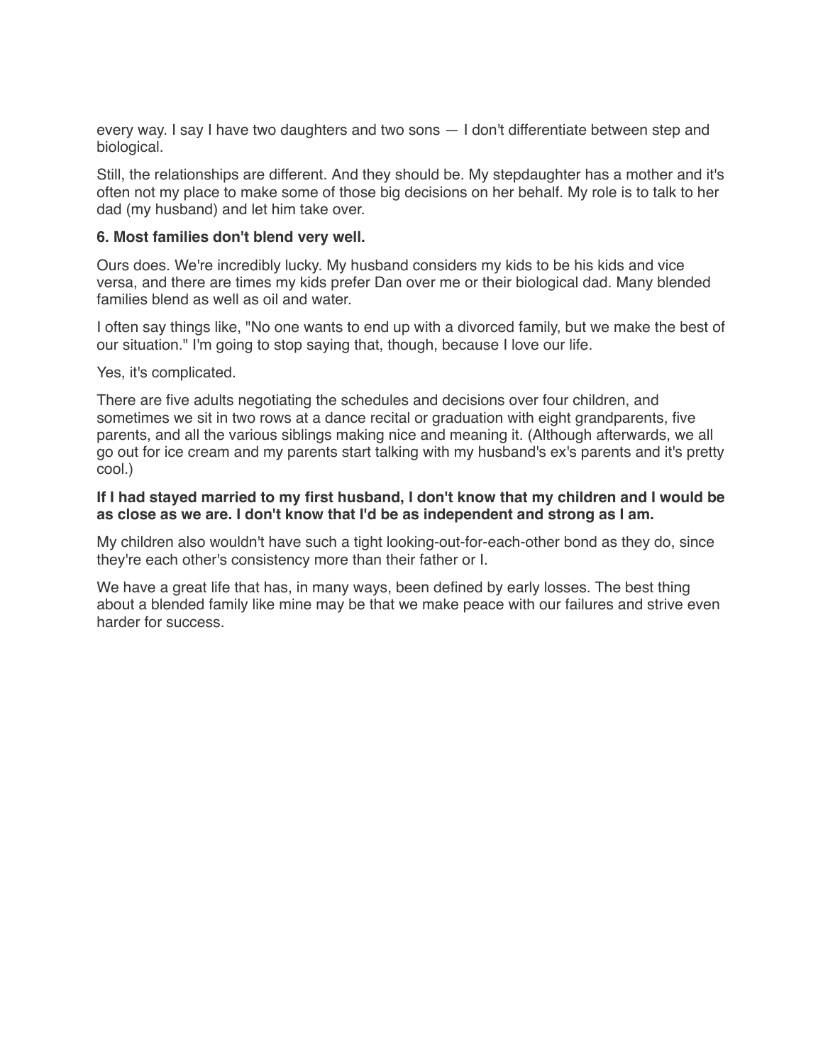every way. I say I have two daughters and two sons — I don't differentiate between step and biological.

Still, the relationships are different. And they should be. My stepdaughter has a mother and it's often not my place to make some of those big decisions on her behalf. My role is to talk to her dad (my husband) and let him take over.

**6. Most families don't blend very well.**

Ours does. We're incredibly lucky. My husband considers my kids to be his kids and vice versa, and there are times my kids prefer Dan over me or their biological dad. Many blended families blend as well as oil and water.

I often say things like, "No one wants to end up with a divorced family, but we make the best of our situation." I'm going to stop saying that, though, because I love our life.

Yes, it's complicated.

There are five adults negotiating the schedules and decisions over four children, and sometimes we sit in two rows at a dance recital or graduation with eight grandparents, five parents, and all the various siblings making nice and meaning it. (Although afterwards, we all go out for ice cream and my parents start talking with my husband's ex's parents and it's pretty cool.)

**If I had stayed married to my first husband, I don't know that my children and I would be as close as we are. I don't know that I'd be as independent and strong as I am.**

My children also wouldn't have such a tight looking-out-for-each-other bond as they do, since they're each other's consistency more than their father or I.

We have a great life that has, in many ways, been defined by early losses. The best thing about a blended family like mine may be that we make peace with our failures and strive even harder for success.